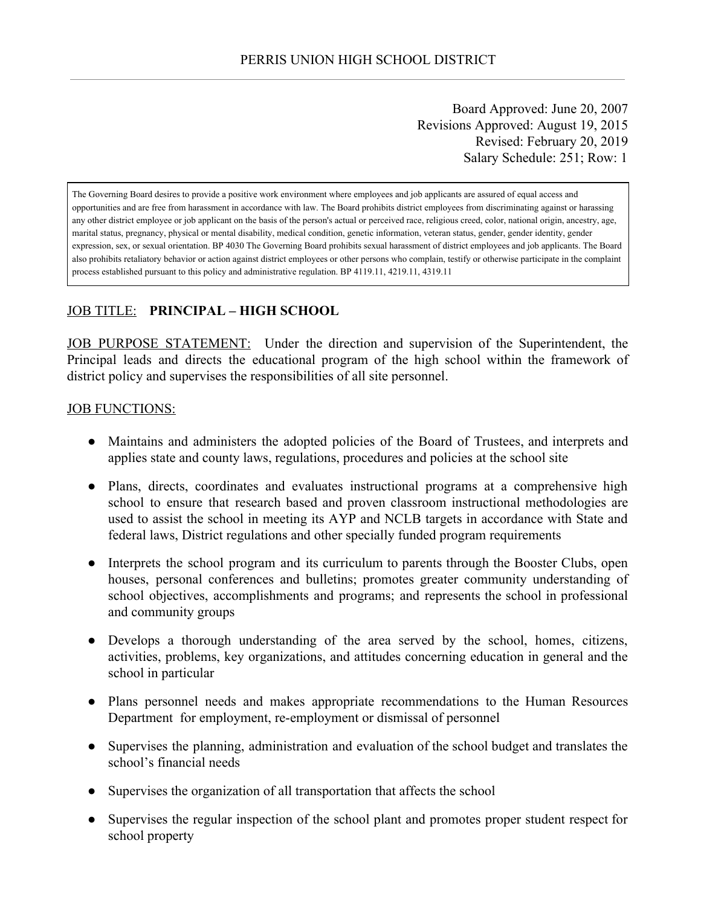PERRIS UNION HIGH SCHOOL DISTRICT

Board Approved: June 20, 2007
Revisions Approved: August 19, 2015
Revised: February 20, 2019
Salary Schedule: 251; Row: 1

> The Governing Board desires to provide a positive work environment where employees and job applicants are assured of equal access and opportunities and are free from harassment in accordance with law. The Board prohibits district employees from discriminating against or harassing any other district employee or job applicant on the basis of the person's actual or perceived race, religious creed, color, national origin, ancestry, age, marital status, pregnancy, physical or mental disability, medical condition, genetic information, veteran status, gender, gender identity, gender expression, sex, or sexual orientation. BP 4030 The Governing Board prohibits sexual harassment of district employees and job applicants. The Board also prohibits retaliatory behavior or action against district employees or other persons who complain, testify or otherwise participate in the complaint process established pursuant to this policy and administrative regulation. BP 4119.11, 4219.11, 4319.11

JOB TITLE: **PRINCIPAL – HIGH SCHOOL**

JOB PURPOSE STATEMENT: Under the direction and supervision of the Superintendent, the Principal leads and directs the educational program of the high school within the framework of district policy and supervises the responsibilities of all site personnel.

JOB FUNCTIONS:

- Maintains and administers the adopted policies of the Board of Trustees, and interprets and applies state and county laws, regulations, procedures and policies at the school site
- Plans, directs, coordinates and evaluates instructional programs at a comprehensive high school to ensure that research based and proven classroom instructional methodologies are used to assist the school in meeting its AYP and NCLB targets in accordance with State and federal laws, District regulations and other specially funded program requirements
- Interprets the school program and its curriculum to parents through the Booster Clubs, open houses, personal conferences and bulletins; promotes greater community understanding of school objectives, accomplishments and programs; and represents the school in professional and community groups
- Develops a thorough understanding of the area served by the school, homes, citizens, activities, problems, key organizations, and attitudes concerning education in general and the school in particular
- Plans personnel needs and makes appropriate recommendations to the Human Resources Department for employment, re-employment or dismissal of personnel
- Supervises the planning, administration and evaluation of the school budget and translates the school's financial needs
- Supervises the organization of all transportation that affects the school
- Supervises the regular inspection of the school plant and promotes proper student respect for school property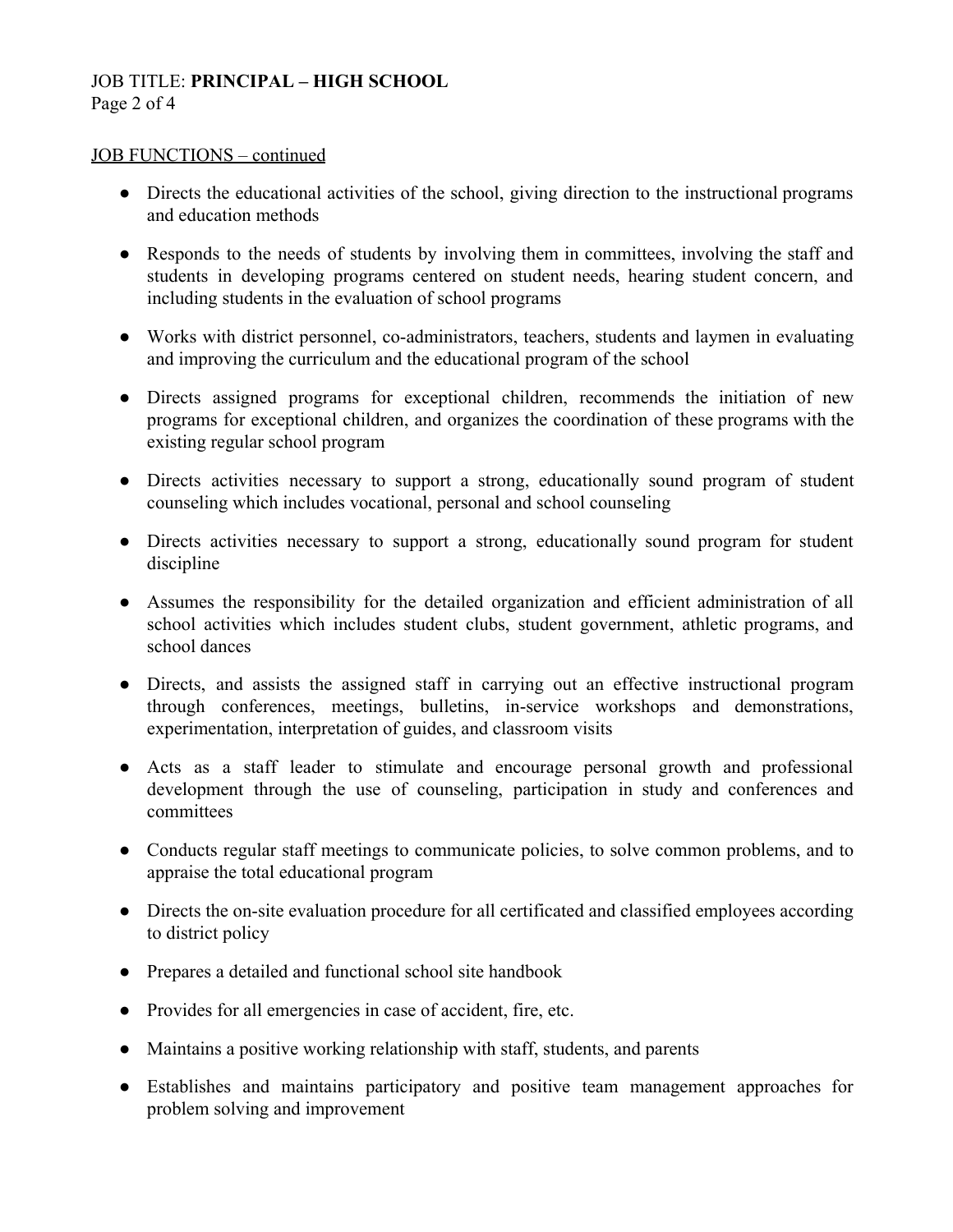JOB FUNCTIONS – continued

- Directs the educational activities of the school, giving direction to the instructional programs and education methods
- Responds to the needs of students by involving them in committees, involving the staff and students in developing programs centered on student needs, hearing student concern, and including students in the evaluation of school programs
- Works with district personnel, co-administrators, teachers, students and laymen in evaluating and improving the curriculum and the educational program of the school
- Directs assigned programs for exceptional children, recommends the initiation of new programs for exceptional children, and organizes the coordination of these programs with the existing regular school program
- Directs activities necessary to support a strong, educationally sound program of student counseling which includes vocational, personal and school counseling
- Directs activities necessary to support a strong, educationally sound program for student discipline
- Assumes the responsibility for the detailed organization and efficient administration of all school activities which includes student clubs, student government, athletic programs, and school dances
- Directs, and assists the assigned staff in carrying out an effective instructional program through conferences, meetings, bulletins, in-service workshops and demonstrations, experimentation, interpretation of guides, and classroom visits
- Acts as a staff leader to stimulate and encourage personal growth and professional development through the use of counseling, participation in study and conferences and committees
- Conducts regular staff meetings to communicate policies, to solve common problems, and to appraise the total educational program
- Directs the on-site evaluation procedure for all certificated and classified employees according to district policy
- Prepares a detailed and functional school site handbook
- Provides for all emergencies in case of accident, fire, etc.
- Maintains a positive working relationship with staff, students, and parents
- Establishes and maintains participatory and positive team management approaches for problem solving and improvement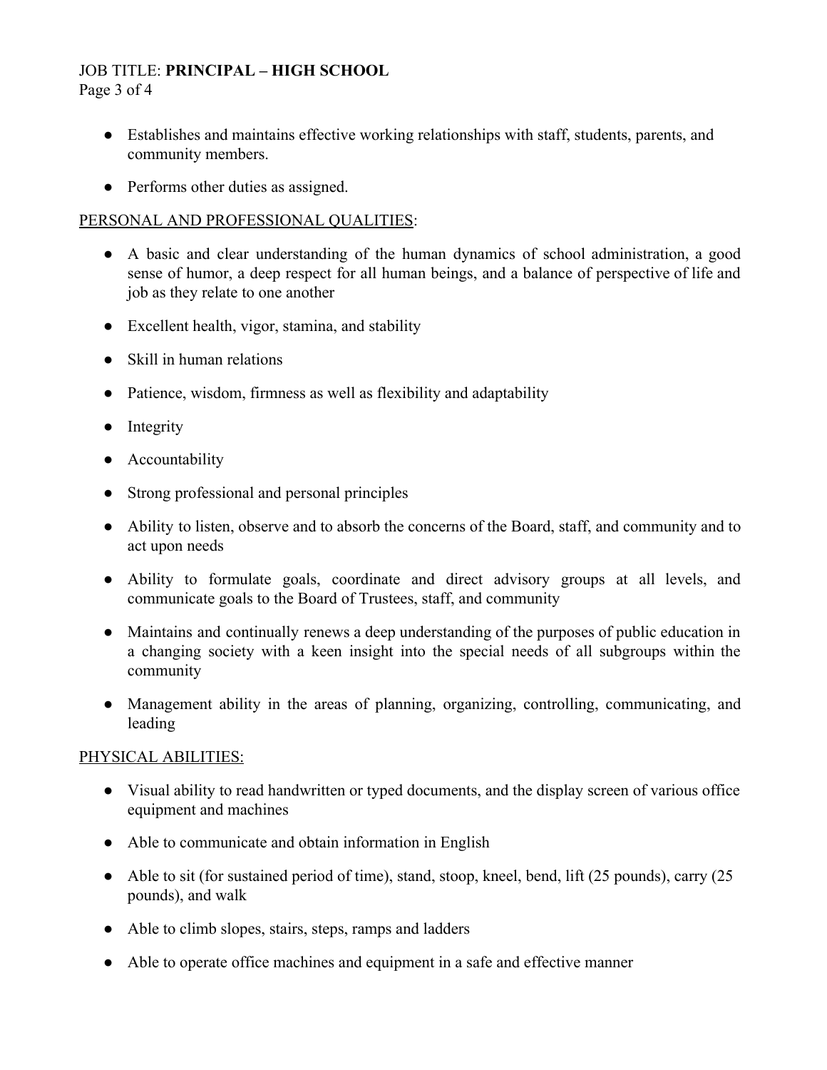- Establishes and maintains effective working relationships with staff, students, parents, and community members.
- Performs other duties as assigned.

<u>PERSONAL AND PROFESSIONAL QUALITIES</u>:

- A basic and clear understanding of the human dynamics of school administration, a good sense of humor, a deep respect for all human beings, and a balance of perspective of life and job as they relate to one another
- Excellent health, vigor, stamina, and stability
- Skill in human relations
- Patience, wisdom, firmness as well as flexibility and adaptability
- Integrity
- Accountability
- Strong professional and personal principles
- Ability to listen, observe and to absorb the concerns of the Board, staff, and community and to act upon needs
- Ability to formulate goals, coordinate and direct advisory groups at all levels, and communicate goals to the Board of Trustees, staff, and community
- Maintains and continually renews a deep understanding of the purposes of public education in a changing society with a keen insight into the special needs of all subgroups within the community
- Management ability in the areas of planning, organizing, controlling, communicating, and leading

<u>PHYSICAL ABILITIES:</u>

- Visual ability to read handwritten or typed documents, and the display screen of various office equipment and machines
- Able to communicate and obtain information in English
- Able to sit (for sustained period of time), stand, stoop, kneel, bend, lift (25 pounds), carry (25 pounds), and walk
- Able to climb slopes, stairs, steps, ramps and ladders
- Able to operate office machines and equipment in a safe and effective manner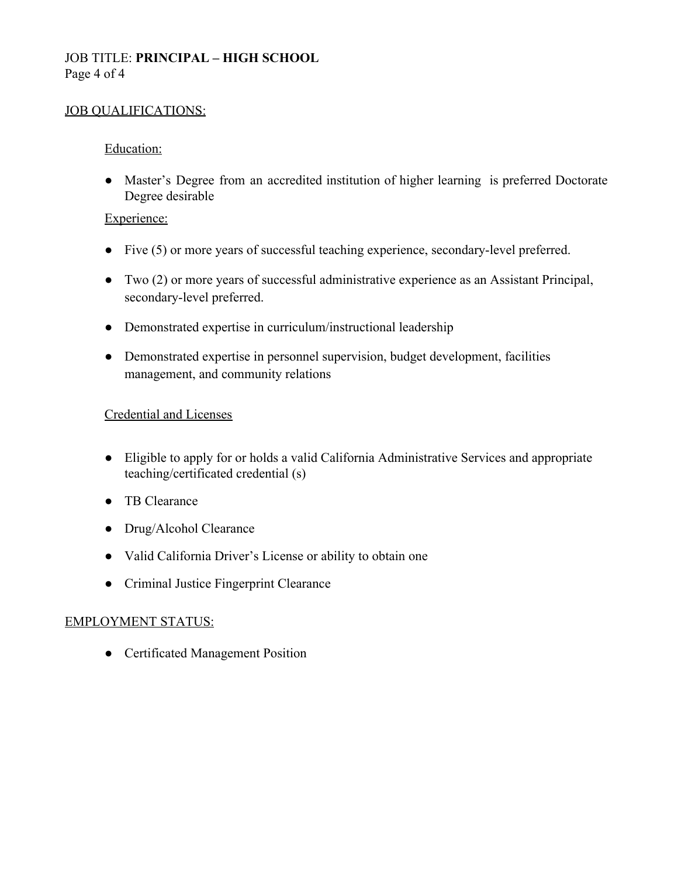## JOB QUALIFICATIONS:

### Education:

- Master's Degree from an accredited institution of higher learning is preferred Doctorate Degree desirable

### Experience:

- Five (5) or more years of successful teaching experience, secondary-level preferred.
- Two (2) or more years of successful administrative experience as an Assistant Principal, secondary-level preferred.
- Demonstrated expertise in curriculum/instructional leadership
- Demonstrated expertise in personnel supervision, budget development, facilities management, and community relations

### Credential and Licenses

- Eligible to apply for or holds a valid California Administrative Services and appropriate teaching/certificated credential (s)
- TB Clearance
- Drug/Alcohol Clearance
- Valid California Driver's License or ability to obtain one
- Criminal Justice Fingerprint Clearance

## EMPLOYMENT STATUS:

- Certificated Management Position